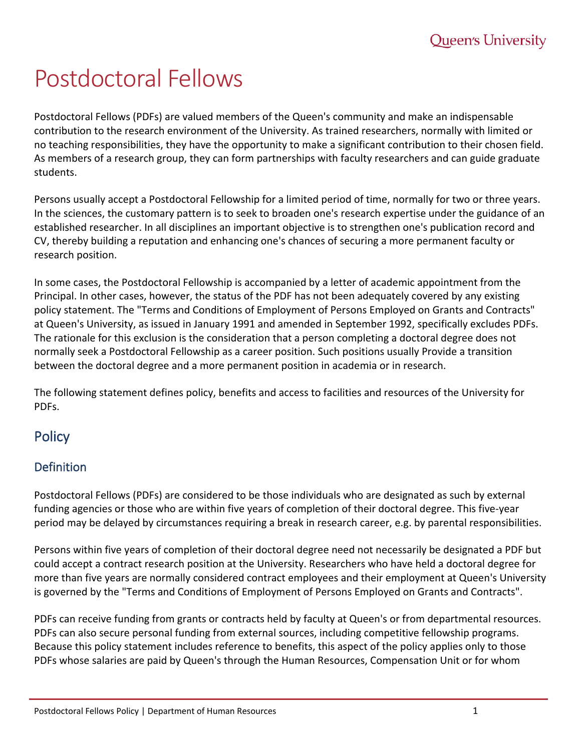# Postdoctoral Fellows

Postdoctoral Fellows (PDFs) are valued members of the Queen's community and make an indispensable contribution to the research environment of the University. As trained researchers, normally with limited or no teaching responsibilities, they have the opportunity to make a significant contribution to their chosen field. As members of a research group, they can form partnerships with faculty researchers and can guide graduate students.

Persons usually accept a Postdoctoral Fellowship for a limited period of time, normally for two or three years. In the sciences, the customary pattern is to seek to broaden one's research expertise under the guidance of an established researcher. In all disciplines an important objective is to strengthen one's publication record and CV, thereby building a reputation and enhancing one's chances of securing a more permanent faculty or research position.

In some cases, the Postdoctoral Fellowship is accompanied by a letter of academic appointment from the Principal. In other cases, however, the status of the PDF has not been adequately covered by any existing policy statement. The "Terms and Conditions of Employment of Persons Employed on Grants and Contracts" at Queen's University, as issued in January 1991 and amended in September 1992, specifically excludes PDFs. The rationale for this exclusion is the consideration that a person completing a doctoral degree does not normally seek a Postdoctoral Fellowship as a career position. Such positions usually Provide a transition between the doctoral degree and a more permanent position in academia or in research.

The following statement defines policy, benefits and access to facilities and resources of the University for PDFs.

## Policy

### Definition

Postdoctoral Fellows (PDFs) are considered to be those individuals who are designated as such by external funding agencies or those who are within five years of completion of their doctoral degree. This five-year period may be delayed by circumstances requiring a break in research career, e.g. by parental responsibilities.

Persons within five years of completion of their doctoral degree need not necessarily be designated a PDF but could accept a contract research position at the University. Researchers who have held a doctoral degree for more than five years are normally considered contract employees and their employment at Queen's University is governed by the "Terms and Conditions of Employment of Persons Employed on Grants and Contracts".

PDFs can receive funding from grants or contracts held by faculty at Queen's or from departmental resources. PDFs can also secure personal funding from external sources, including competitive fellowship programs. Because this policy statement includes reference to benefits, this aspect of the policy applies only to those PDFs whose salaries are paid by Queen's through the Human Resources, Compensation Unit or for whom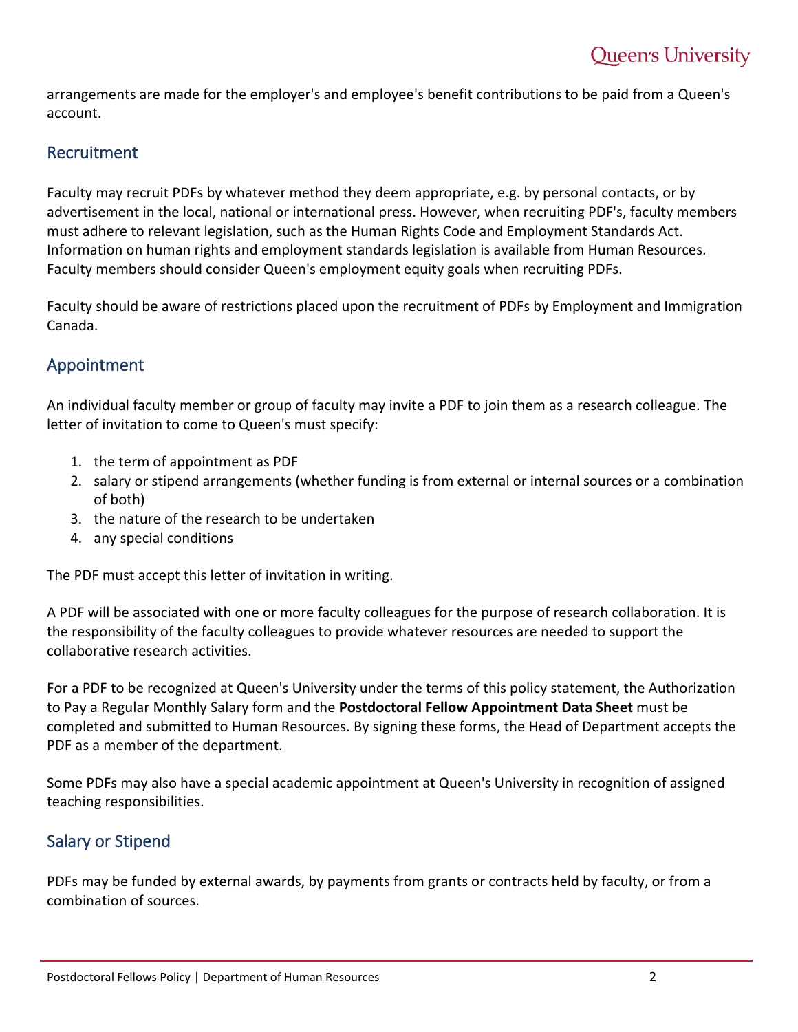arrangements are made for the employer's and employee's benefit contributions to be paid from a Queen's account.

## Recruitment

Faculty may recruit PDFs by whatever method they deem appropriate, e.g. by personal contacts, or by advertisement in the local, national or international press. However, when recruiting PDF's, faculty members must adhere to relevant legislation, such as the Human Rights Code and Employment Standards Act. Information on human rights and employment standards legislation is available from Human Resources. Faculty members should consider Queen's employment equity goals when recruiting PDFs.

Faculty should be aware of restrictions placed upon the recruitment of PDFs by Employment and Immigration Canada.

## Appointment

An individual faculty member or group of faculty may invite a PDF to join them as a research colleague. The letter of invitation to come to Queen's must specify:

1. the term of appointment as PDF
2. salary or stipend arrangements (whether funding is from external or internal sources or a combination of both)
3. the nature of the research to be undertaken
4. any special conditions

The PDF must accept this letter of invitation in writing.

A PDF will be associated with one or more faculty colleagues for the purpose of research collaboration. It is the responsibility of the faculty colleagues to provide whatever resources are needed to support the collaborative research activities.

For a PDF to be recognized at Queen's University under the terms of this policy statement, the Authorization to Pay a Regular Monthly Salary form and the **Postdoctoral Fellow Appointment Data Sheet** must be completed and submitted to Human Resources. By signing these forms, the Head of Department accepts the PDF as a member of the department.

Some PDFs may also have a special academic appointment at Queen's University in recognition of assigned teaching responsibilities.

## Salary or Stipend

PDFs may be funded by external awards, by payments from grants or contracts held by faculty, or from a combination of sources.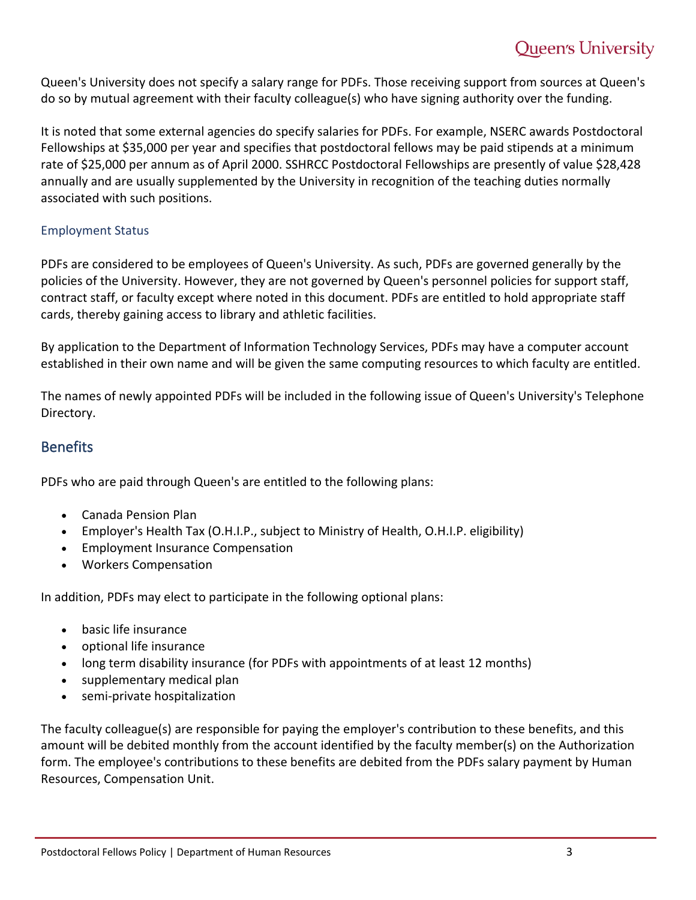Queen's University does not specify a salary range for PDFs. Those receiving support from sources at Queen's do so by mutual agreement with their faculty colleague(s) who have signing authority over the funding.

It is noted that some external agencies do specify salaries for PDFs. For example, NSERC awards Postdoctoral Fellowships at $35,000 per year and specifies that postdoctoral fellows may be paid stipends at a minimum rate of $25,000 per annum as of April 2000. SSHRCC Postdoctoral Fellowships are presently of value $28,428 annually and are usually supplemented by the University in recognition of the teaching duties normally associated with such positions.

### Employment Status

PDFs are considered to be employees of Queen's University. As such, PDFs are governed generally by the policies of the University. However, they are not governed by Queen's personnel policies for support staff, contract staff, or faculty except where noted in this document. PDFs are entitled to hold appropriate staff cards, thereby gaining access to library and athletic facilities.

By application to the Department of Information Technology Services, PDFs may have a computer account established in their own name and will be given the same computing resources to which faculty are entitled.

The names of newly appointed PDFs will be included in the following issue of Queen's University's Telephone Directory.

## Benefits

PDFs who are paid through Queen's are entitled to the following plans:

- Canada Pension Plan
- Employer's Health Tax (O.H.I.P., subject to Ministry of Health, O.H.I.P. eligibility)
- Employment Insurance Compensation
- Workers Compensation

In addition, PDFs may elect to participate in the following optional plans:

- basic life insurance
- optional life insurance
- long term disability insurance (for PDFs with appointments of at least 12 months)
- supplementary medical plan
- semi-private hospitalization

The faculty colleague(s) are responsible for paying the employer's contribution to these benefits, and this amount will be debited monthly from the account identified by the faculty member(s) on the Authorization form. The employee's contributions to these benefits are debited from the PDFs salary payment by Human Resources, Compensation Unit.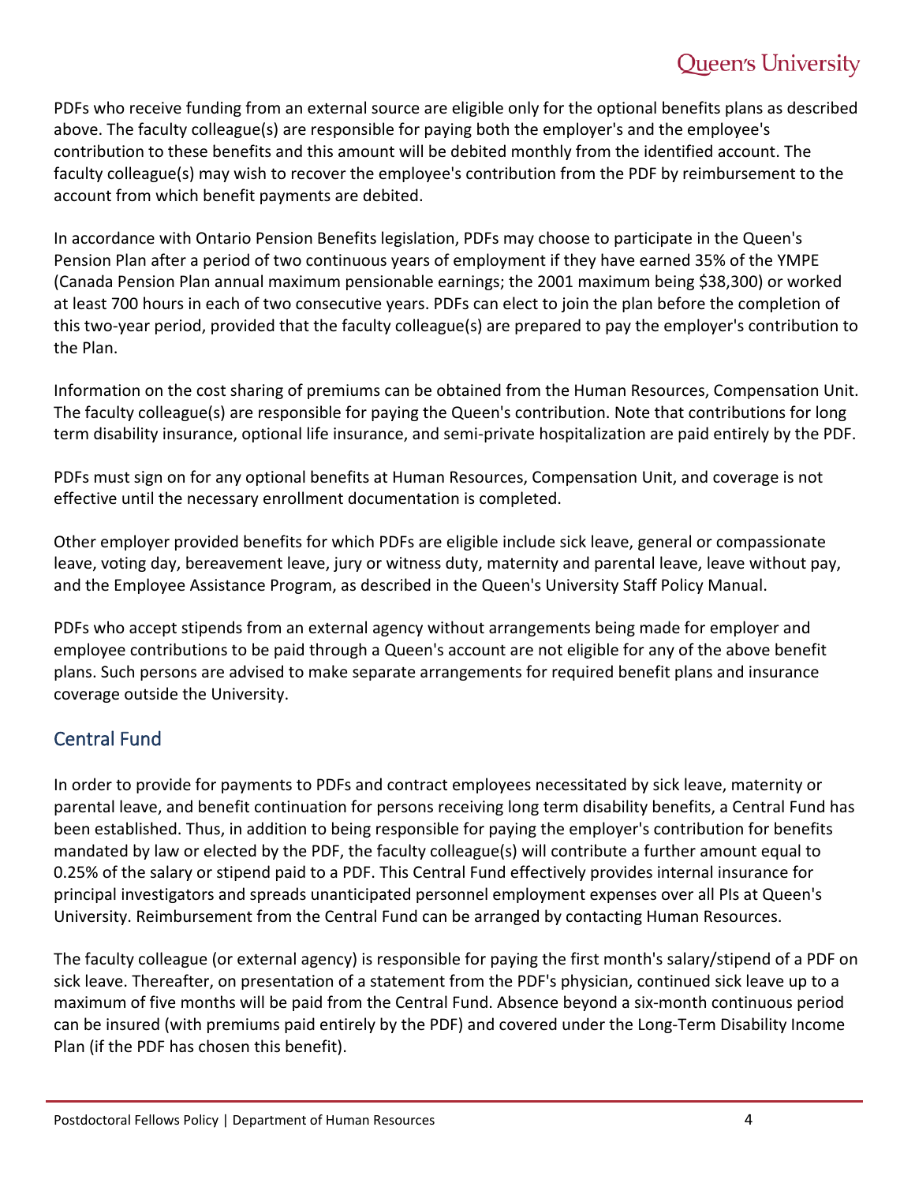PDFs who receive funding from an external source are eligible only for the optional benefits plans as described above. The faculty colleague(s) are responsible for paying both the employer's and the employee's contribution to these benefits and this amount will be debited monthly from the identified account. The faculty colleague(s) may wish to recover the employee's contribution from the PDF by reimbursement to the account from which benefit payments are debited.

In accordance with Ontario Pension Benefits legislation, PDFs may choose to participate in the Queen's Pension Plan after a period of two continuous years of employment if they have earned 35% of the YMPE (Canada Pension Plan annual maximum pensionable earnings; the 2001 maximum being $38,300) or worked at least 700 hours in each of two consecutive years. PDFs can elect to join the plan before the completion of this two-year period, provided that the faculty colleague(s) are prepared to pay the employer's contribution to the Plan.

Information on the cost sharing of premiums can be obtained from the Human Resources, Compensation Unit. The faculty colleague(s) are responsible for paying the Queen's contribution. Note that contributions for long term disability insurance, optional life insurance, and semi-private hospitalization are paid entirely by the PDF.

PDFs must sign on for any optional benefits at Human Resources, Compensation Unit, and coverage is not effective until the necessary enrollment documentation is completed.

Other employer provided benefits for which PDFs are eligible include sick leave, general or compassionate leave, voting day, bereavement leave, jury or witness duty, maternity and parental leave, leave without pay, and the Employee Assistance Program, as described in the Queen's University Staff Policy Manual.

PDFs who accept stipends from an external agency without arrangements being made for employer and employee contributions to be paid through a Queen's account are not eligible for any of the above benefit plans. Such persons are advised to make separate arrangements for required benefit plans and insurance coverage outside the University.

## Central Fund

In order to provide for payments to PDFs and contract employees necessitated by sick leave, maternity or parental leave, and benefit continuation for persons receiving long term disability benefits, a Central Fund has been established. Thus, in addition to being responsible for paying the employer's contribution for benefits mandated by law or elected by the PDF, the faculty colleague(s) will contribute a further amount equal to 0.25% of the salary or stipend paid to a PDF. This Central Fund effectively provides internal insurance for principal investigators and spreads unanticipated personnel employment expenses over all PIs at Queen's University. Reimbursement from the Central Fund can be arranged by contacting Human Resources.

The faculty colleague (or external agency) is responsible for paying the first month's salary/stipend of a PDF on sick leave. Thereafter, on presentation of a statement from the PDF's physician, continued sick leave up to a maximum of five months will be paid from the Central Fund. Absence beyond a six-month continuous period can be insured (with premiums paid entirely by the PDF) and covered under the Long-Term Disability Income Plan (if the PDF has chosen this benefit).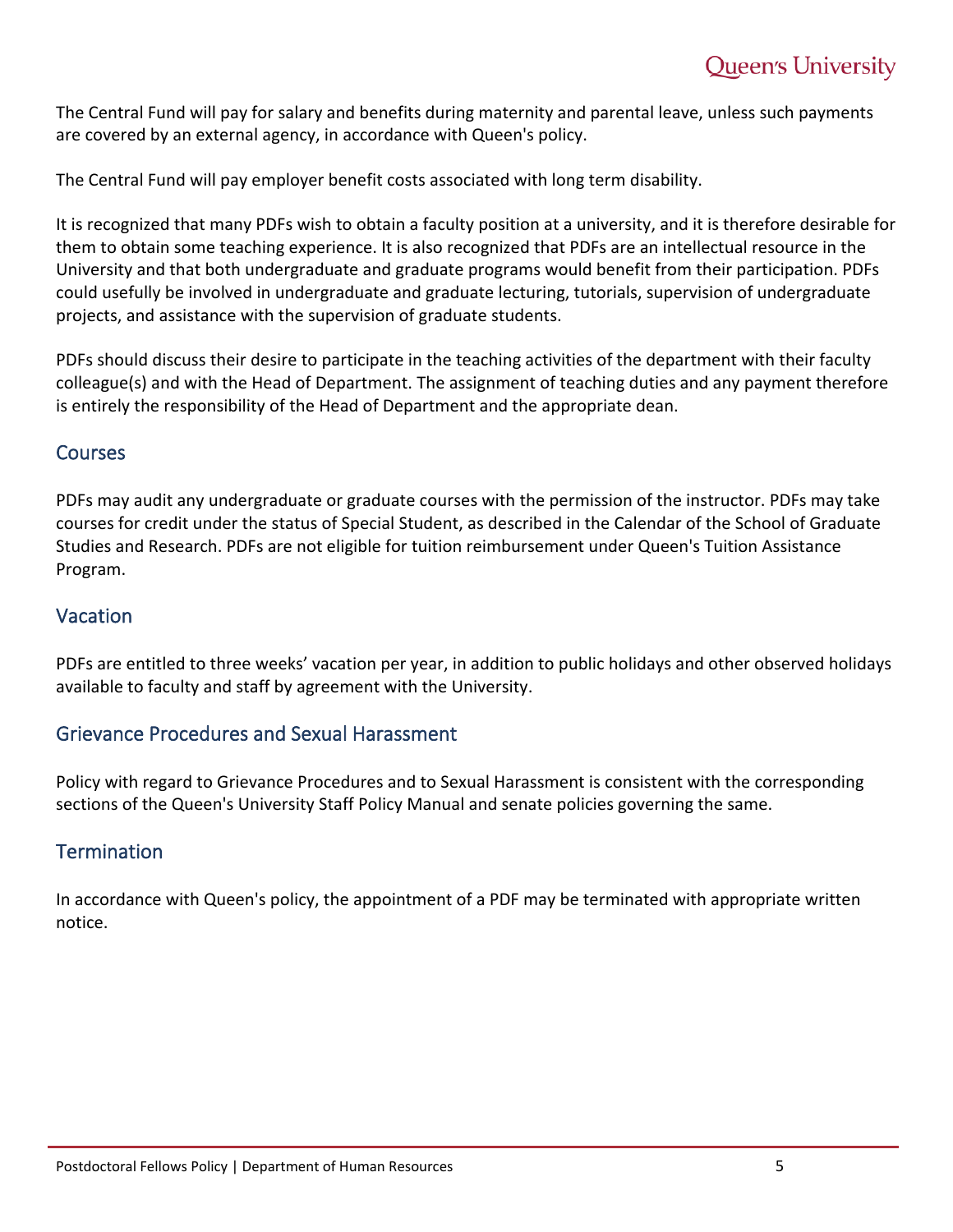The Central Fund will pay for salary and benefits during maternity and parental leave, unless such payments are covered by an external agency, in accordance with Queen's policy.

The Central Fund will pay employer benefit costs associated with long term disability.

It is recognized that many PDFs wish to obtain a faculty position at a university, and it is therefore desirable for them to obtain some teaching experience. It is also recognized that PDFs are an intellectual resource in the University and that both undergraduate and graduate programs would benefit from their participation. PDFs could usefully be involved in undergraduate and graduate lecturing, tutorials, supervision of undergraduate projects, and assistance with the supervision of graduate students.

PDFs should discuss their desire to participate in the teaching activities of the department with their faculty colleague(s) and with the Head of Department. The assignment of teaching duties and any payment therefore is entirely the responsibility of the Head of Department and the appropriate dean.

## Courses

PDFs may audit any undergraduate or graduate courses with the permission of the instructor. PDFs may take courses for credit under the status of Special Student, as described in the Calendar of the School of Graduate Studies and Research. PDFs are not eligible for tuition reimbursement under Queen's Tuition Assistance Program.

## Vacation

PDFs are entitled to three weeks' vacation per year, in addition to public holidays and other observed holidays available to faculty and staff by agreement with the University.

## Grievance Procedures and Sexual Harassment

Policy with regard to Grievance Procedures and to Sexual Harassment is consistent with the corresponding sections of the Queen's University Staff Policy Manual and senate policies governing the same.

## Termination

In accordance with Queen's policy, the appointment of a PDF may be terminated with appropriate written notice.